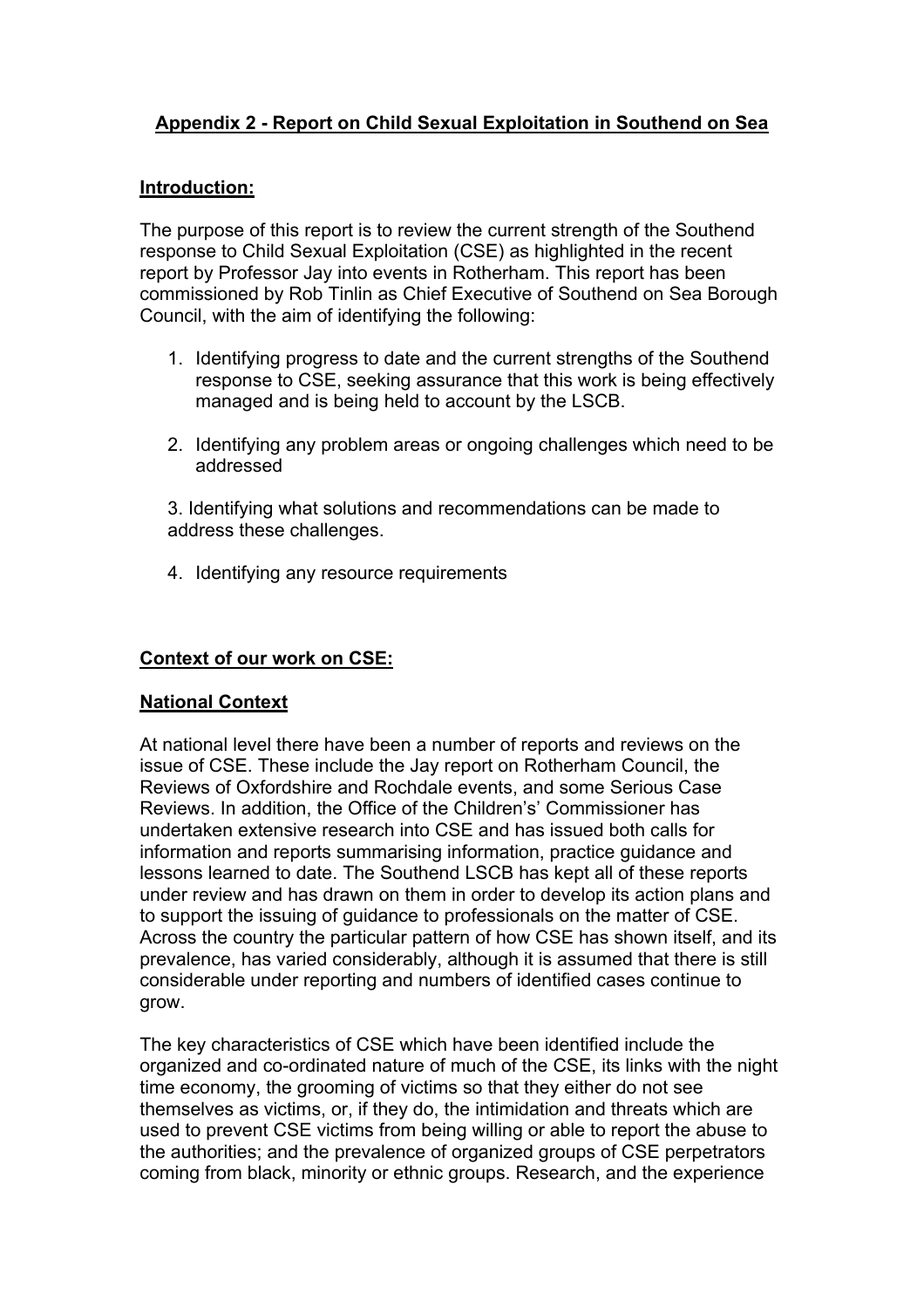# Appendix 2 - Report on Child Sexual Exploitation in Southend on Sea

## Introduction:

The purpose of this report is to review the current strength of the Southend response to Child Sexual Exploitation (CSE) as highlighted in the recent report by Professor Jay into events in Rotherham. This report has been commissioned by Rob Tinlin as Chief Executive of Southend on Sea Borough Council, with the aim of identifying the following:

1. Identifying progress to date and the current strengths of the Southend response to CSE, seeking assurance that this work is being effectively managed and is being held to account by the LSCB.

2. Identifying any problem areas or ongoing challenges which need to be addressed

3. Identifying what solutions and recommendations can be made to address these challenges.

4. Identifying any resource requirements

## Context of our work on CSE:

### National Context

At national level there have been a number of reports and reviews on the issue of CSE. These include the Jay report on Rotherham Council, the Reviews of Oxfordshire and Rochdale events, and some Serious Case Reviews. In addition, the Office of the Children's' Commissioner has undertaken extensive research into CSE and has issued both calls for information and reports summarising information, practice guidance and lessons learned to date. The Southend LSCB has kept all of these reports under review and has drawn on them in order to develop its action plans and to support the issuing of guidance to professionals on the matter of CSE. Across the country the particular pattern of how CSE has shown itself, and its prevalence, has varied considerably, although it is assumed that there is still considerable under reporting and numbers of identified cases continue to grow.

The key characteristics of CSE which have been identified include the organized and co-ordinated nature of much of the CSE, its links with the night time economy, the grooming of victims so that they either do not see themselves as victims, or, if they do, the intimidation and threats which are used to prevent CSE victims from being willing or able to report the abuse to the authorities; and the prevalence of organized groups of CSE perpetrators coming from black, minority or ethnic groups. Research, and the experience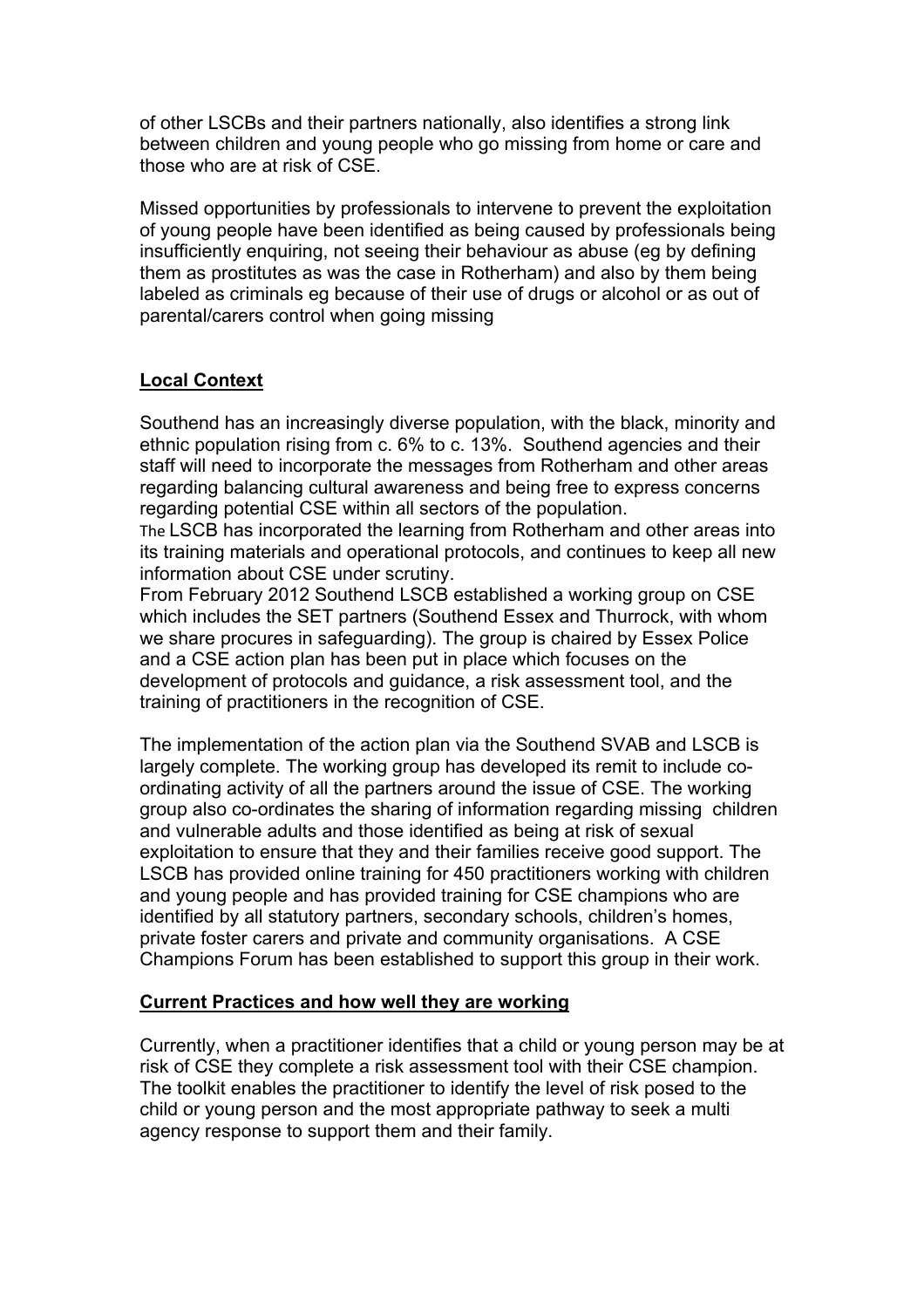of other LSCBs and their partners nationally, also identifies a strong link between children and young people who go missing from home or care and those who are at risk of CSE.

Missed opportunities by professionals to intervene to prevent the exploitation of young people have been identified as being caused by professionals being insufficiently enquiring, not seeing their behaviour as abuse (eg by defining them as prostitutes as was the case in Rotherham) and also by them being labeled as criminals eg because of their use of drugs or alcohol or as out of parental/carers control when going missing

## Local Context

Southend has an increasingly diverse population, with the black, minority and ethnic population rising from c. 6% to c. 13%. Southend agencies and their staff will need to incorporate the messages from Rotherham and other areas regarding balancing cultural awareness and being free to express concerns regarding potential CSE within all sectors of the population.

The LSCB has incorporated the learning from Rotherham and other areas into its training materials and operational protocols, and continues to keep all new information about CSE under scrutiny.

From February 2012 Southend LSCB established a working group on CSE which includes the SET partners (Southend Essex and Thurrock, with whom we share procures in safeguarding). The group is chaired by Essex Police and a CSE action plan has been put in place which focuses on the development of protocols and guidance, a risk assessment tool, and the training of practitioners in the recognition of CSE.

The implementation of the action plan via the Southend SVAB and LSCB is largely complete. The working group has developed its remit to include co-ordinating activity of all the partners around the issue of CSE. The working group also co-ordinates the sharing of information regarding missing children and vulnerable adults and those identified as being at risk of sexual exploitation to ensure that they and their families receive good support. The LSCB has provided online training for 450 practitioners working with children and young people and has provided training for CSE champions who are identified by all statutory partners, secondary schools, children's homes, private foster carers and private and community organisations. A CSE Champions Forum has been established to support this group in their work.

## Current Practices and how well they are working

Currently, when a practitioner identifies that a child or young person may be at risk of CSE they complete a risk assessment tool with their CSE champion. The toolkit enables the practitioner to identify the level of risk posed to the child or young person and the most appropriate pathway to seek a multi agency response to support them and their family.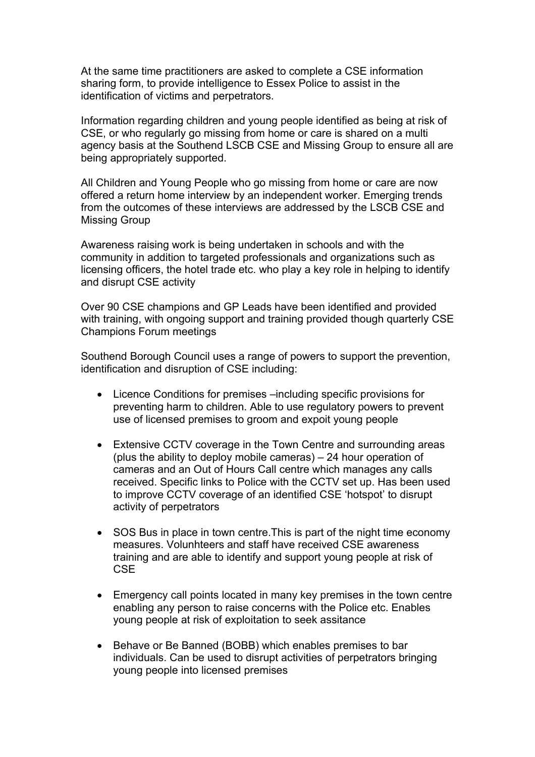At the same time practitioners are asked to complete a CSE information sharing form, to provide intelligence to Essex Police to assist in the identification of victims and perpetrators.

Information regarding children and young people identified as being at risk of CSE, or who regularly go missing from home or care is shared on a multi agency basis at the Southend LSCB CSE and Missing Group to ensure all are being appropriately supported.

All Children and Young People who go missing from home or care are now offered a return home interview by an independent worker. Emerging trends from the outcomes of these interviews are addressed by the LSCB CSE and Missing Group

Awareness raising work is being undertaken in schools and with the community in addition to targeted professionals and organizations such as licensing officers, the hotel trade etc. who play a key role in helping to identify and disrupt CSE activity

Over 90 CSE champions and GP Leads have been identified and provided with training, with ongoing support and training provided though quarterly CSE Champions Forum meetings

Southend Borough Council uses a range of powers to support the prevention, identification and disruption of CSE including:

- Licence Conditions for premises –including specific provisions for preventing harm to children. Able to use regulatory powers to prevent use of licensed premises to groom and expoit young people

- Extensive CCTV coverage in the Town Centre and surrounding areas (plus the ability to deploy mobile cameras) – 24 hour operation of cameras and an Out of Hours Call centre which manages any calls received. Specific links to Police with the CCTV set up. Has been used to improve CCTV coverage of an identified CSE 'hotspot' to disrupt activity of perpetrators

- SOS Bus in place in town centre.This is part of the night time economy measures. Volunhteers and staff have received CSE awareness training and are able to identify and support young people at risk of CSE

- Emergency call points located in many key premises in the town centre enabling any person to raise concerns with the Police etc. Enables young people at risk of exploitation to seek assitance

- Behave or Be Banned (BOBB) which enables premises to bar individuals. Can be used to disrupt activities of perpetrators bringing young people into licensed premises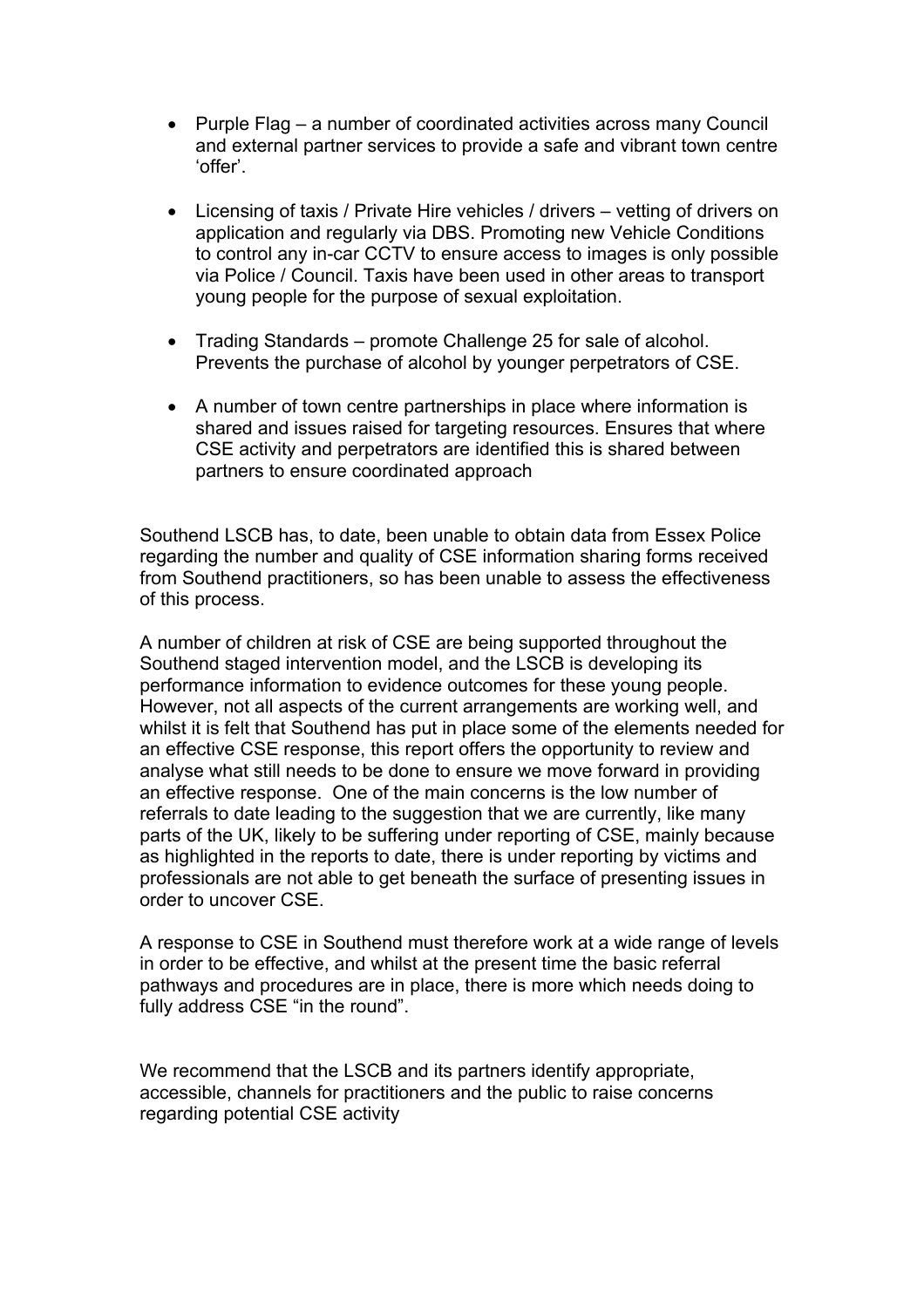- Purple Flag – a number of coordinated activities across many Council and external partner services to provide a safe and vibrant town centre 'offer'.

- Licensing of taxis / Private Hire vehicles / drivers – vetting of drivers on application and regularly via DBS. Promoting new Vehicle Conditions to control any in-car CCTV to ensure access to images is only possible via Police / Council. Taxis have been used in other areas to transport young people for the purpose of sexual exploitation.

- Trading Standards – promote Challenge 25 for sale of alcohol. Prevents the purchase of alcohol by younger perpetrators of CSE.

- A number of town centre partnerships in place where information is shared and issues raised for targeting resources. Ensures that where CSE activity and perpetrators are identified this is shared between partners to ensure coordinated approach

Southend LSCB has, to date, been unable to obtain data from Essex Police regarding the number and quality of CSE information sharing forms received from Southend practitioners, so has been unable to assess the effectiveness of this process.

A number of children at risk of CSE are being supported throughout the Southend staged intervention model, and the LSCB is developing its performance information to evidence outcomes for these young people. However, not all aspects of the current arrangements are working well, and whilst it is felt that Southend has put in place some of the elements needed for an effective CSE response, this report offers the opportunity to review and analyse what still needs to be done to ensure we move forward in providing an effective response. One of the main concerns is the low number of referrals to date leading to the suggestion that we are currently, like many parts of the UK, likely to be suffering under reporting of CSE, mainly because as highlighted in the reports to date, there is under reporting by victims and professionals are not able to get beneath the surface of presenting issues in order to uncover CSE.

A response to CSE in Southend must therefore work at a wide range of levels in order to be effective, and whilst at the present time the basic referral pathways and procedures are in place, there is more which needs doing to fully address CSE "in the round".

We recommend that the LSCB and its partners identify appropriate, accessible, channels for practitioners and the public to raise concerns regarding potential CSE activity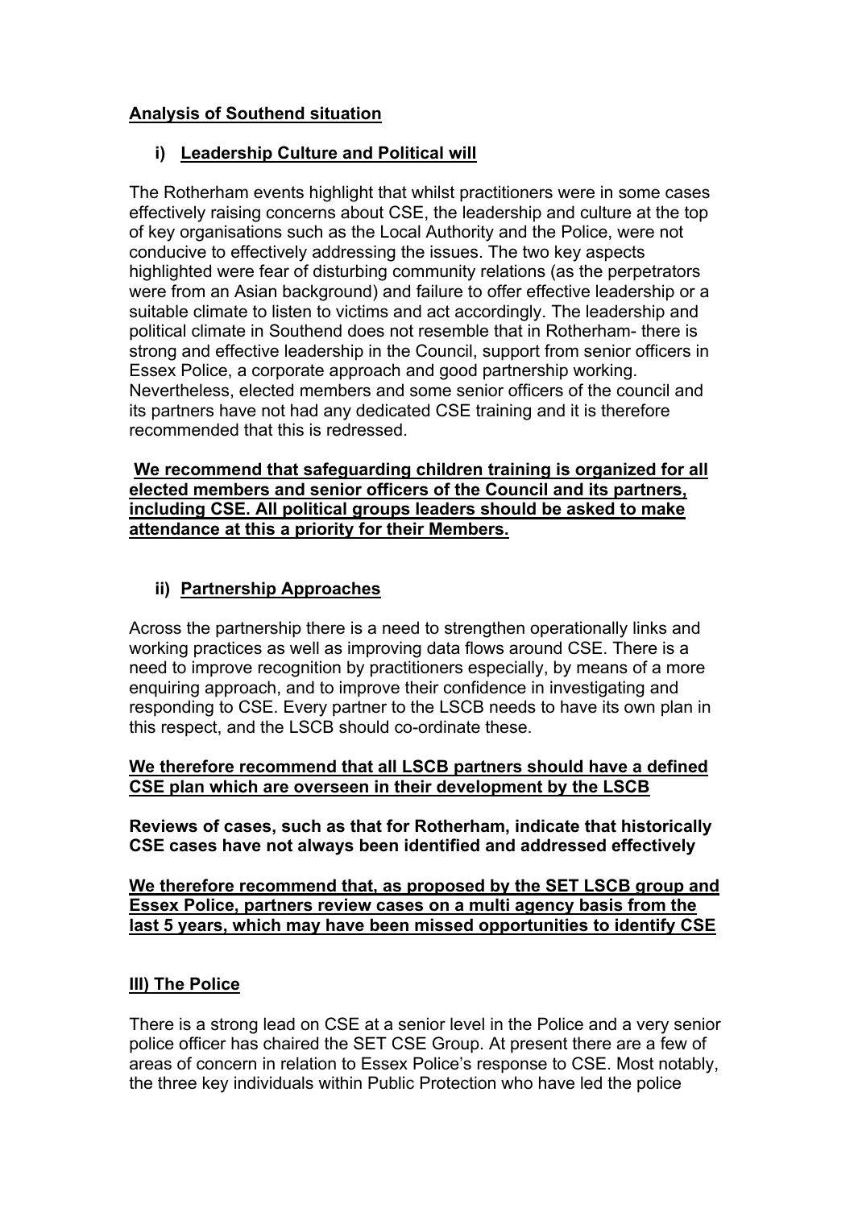## **Analysis of Southend situation**

### **i) Leadership Culture and Political will**

The Rotherham events highlight that whilst practitioners were in some cases effectively raising concerns about CSE, the leadership and culture at the top of key organisations such as the Local Authority and the Police, were not conducive to effectively addressing the issues. The two key aspects highlighted were fear of disturbing community relations (as the perpetrators were from an Asian background) and failure to offer effective leadership or a suitable climate to listen to victims and act accordingly. The leadership and political climate in Southend does not resemble that in Rotherham- there is strong and effective leadership in the Council, support from senior officers in Essex Police, a corporate approach and good partnership working. Nevertheless, elected members and some senior officers of the council and its partners have not had any dedicated CSE training and it is therefore recommended that this is redressed.

**We recommend that safeguarding children training is organized for all elected members and senior officers of the Council and its partners, including CSE. All political groups leaders should be asked to make attendance at this a priority for their Members.**

### **ii) Partnership Approaches**

Across the partnership there is a need to strengthen operationally links and working practices as well as improving data flows around CSE. There is a need to improve recognition by practitioners especially, by means of a more enquiring approach, and to improve their confidence in investigating and responding to CSE. Every partner to the LSCB needs to have its own plan in this respect, and the LSCB should co-ordinate these.

**We therefore recommend that all LSCB partners should have a defined CSE plan which are overseen in their development by the LSCB**

**Reviews of cases, such as that for Rotherham, indicate that historically CSE cases have not always been identified and addressed effectively**

**We therefore recommend that, as proposed by the SET LSCB group and Essex Police, partners review cases on a multi agency basis from the last 5 years, which may have been missed opportunities to identify CSE**

### **III) The Police**

There is a strong lead on CSE at a senior level in the Police and a very senior police officer has chaired the SET CSE Group. At present there are a few of areas of concern in relation to Essex Police's response to CSE. Most notably, the three key individuals within Public Protection who have led the police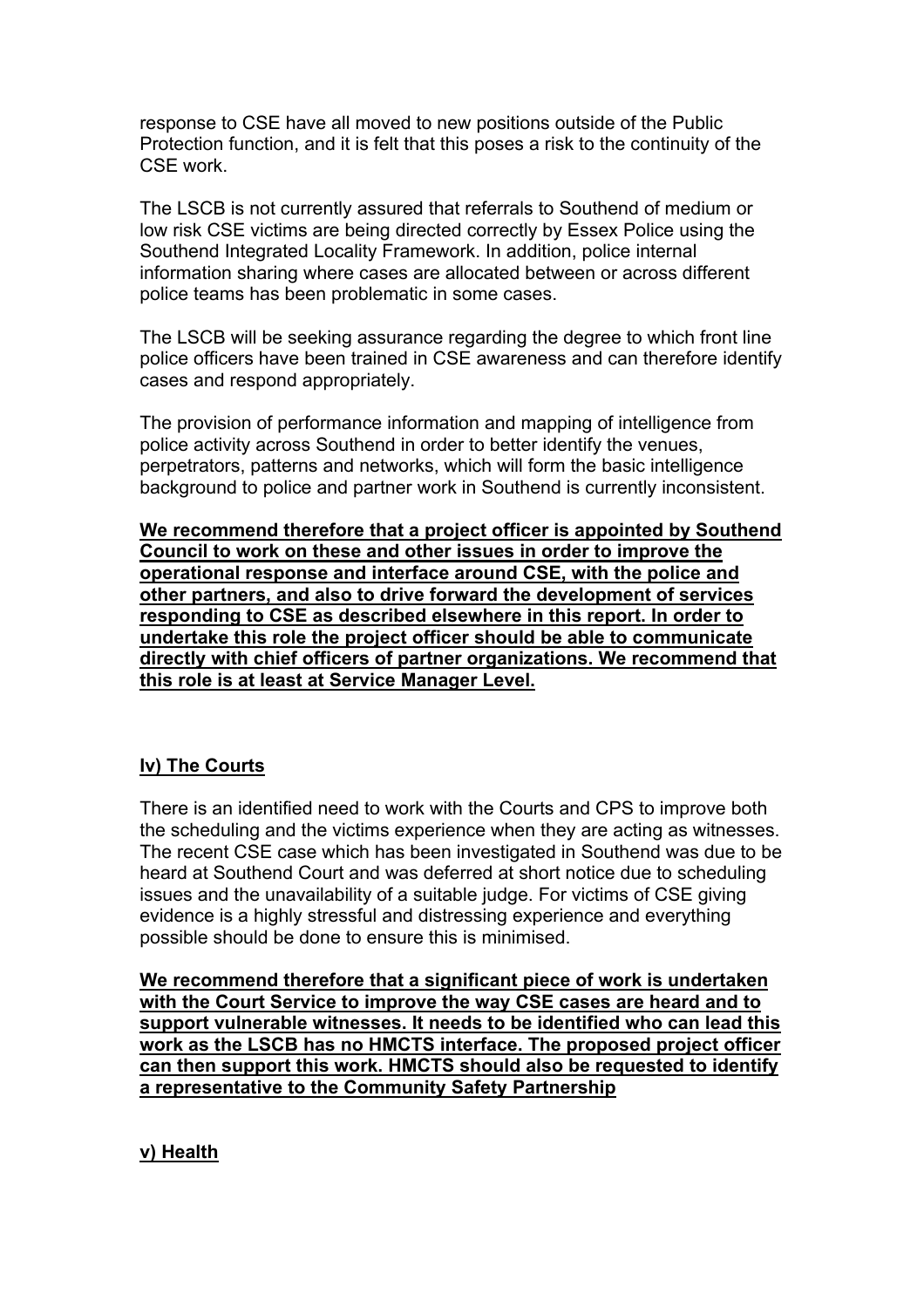response to CSE have all moved to new positions outside of the Public Protection function, and it is felt that this poses a risk to the continuity of the CSE work.

The LSCB is not currently assured that referrals to Southend of medium or low risk CSE victims are being directed correctly by Essex Police using the Southend Integrated Locality Framework. In addition, police internal information sharing where cases are allocated between or across different police teams has been problematic in some cases.

The LSCB will be seeking assurance regarding the degree to which front line police officers have been trained in CSE awareness and can therefore identify cases and respond appropriately.

The provision of performance information and mapping of intelligence from police activity across Southend in order to better identify the venues, perpetrators, patterns and networks, which will form the basic intelligence background to police and partner work in Southend is currently inconsistent.

**We recommend therefore that a project officer is appointed by Southend Council to work on these and other issues in order to improve the operational response and interface around CSE, with the police and other partners, and also to drive forward the development of services responding to CSE as described elsewhere in this report. In order to undertake this role the project officer should be able to communicate directly with chief officers of partner organizations. We recommend that this role is at least at Service Manager Level.**

## Iv) The Courts

There is an identified need to work with the Courts and CPS to improve both the scheduling and the victims experience when they are acting as witnesses. The recent CSE case which has been investigated in Southend was due to be heard at Southend Court and was deferred at short notice due to scheduling issues and the unavailability of a suitable judge. For victims of CSE giving evidence is a highly stressful and distressing experience and everything possible should be done to ensure this is minimised.

**We recommend therefore that a significant piece of work is undertaken with the Court Service to improve the way CSE cases are heard and to support vulnerable witnesses. It needs to be identified who can lead this work as the LSCB has no HMCTS interface. The proposed project officer can then support this work. HMCTS should also be requested to identify a representative to the Community Safety Partnership**

## v) Health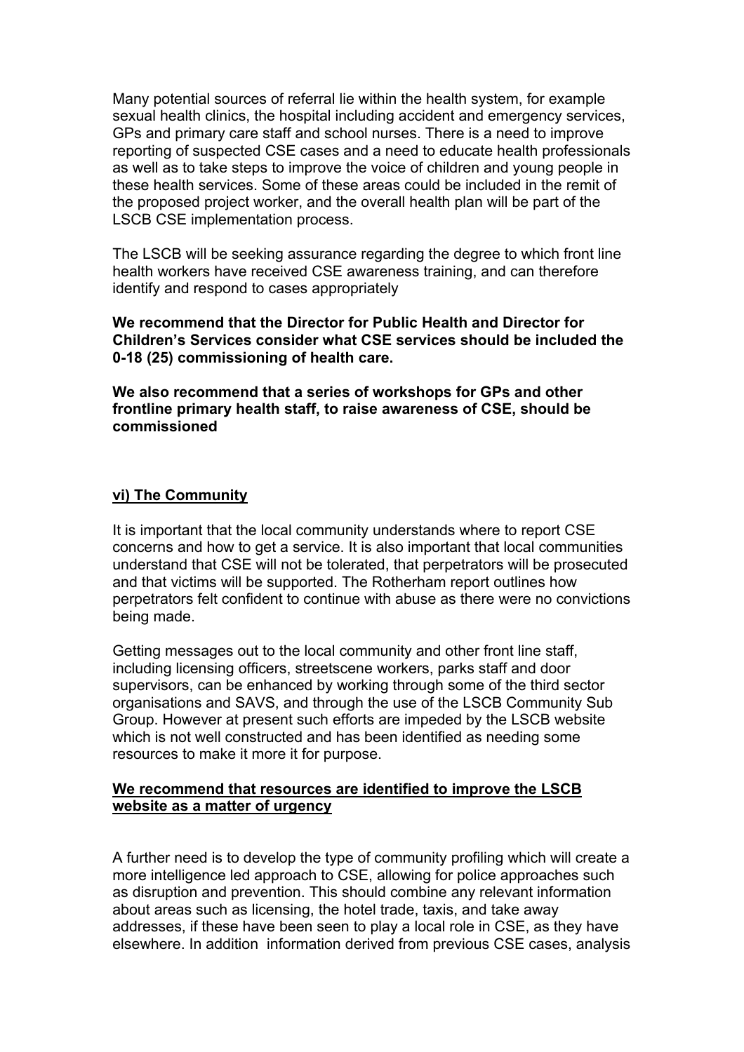Many potential sources of referral lie within the health system, for example sexual health clinics, the hospital including accident and emergency services, GPs and primary care staff and school nurses. There is a need to improve reporting of suspected CSE cases and a need to educate health professionals as well as to take steps to improve the voice of children and young people in these health services. Some of these areas could be included in the remit of the proposed project worker, and the overall health plan will be part of the LSCB CSE implementation process.

The LSCB will be seeking assurance regarding the degree to which front line health workers have received CSE awareness training, and can therefore identify and respond to cases appropriately

**We recommend that the Director for Public Health and Director for Children's Services consider what CSE services should be included the 0-18 (25) commissioning of health care.**

**We also recommend that a series of workshops for GPs and other frontline primary health staff, to raise awareness of CSE, should be commissioned**

### vi) The Community

It is important that the local community understands where to report CSE concerns and how to get a service. It is also important that local communities understand that CSE will not be tolerated, that perpetrators will be prosecuted and that victims will be supported. The Rotherham report outlines how perpetrators felt confident to continue with abuse as there were no convictions being made.

Getting messages out to the local community and other front line staff, including licensing officers, streetscene workers, parks staff and door supervisors, can be enhanced by working through some of the third sector organisations and SAVS, and through the use of the LSCB Community Sub Group. However at present such efforts are impeded by the LSCB website which is not well constructed and has been identified as needing some resources to make it more it for purpose.

**We recommend that resources are identified to improve the LSCB website as a matter of urgency**

A further need is to develop the type of community profiling which will create a more intelligence led approach to CSE, allowing for police approaches such as disruption and prevention. This should combine any relevant information about areas such as licensing, the hotel trade, taxis, and take away addresses, if these have been seen to play a local role in CSE, as they have elsewhere. In addition information derived from previous CSE cases, analysis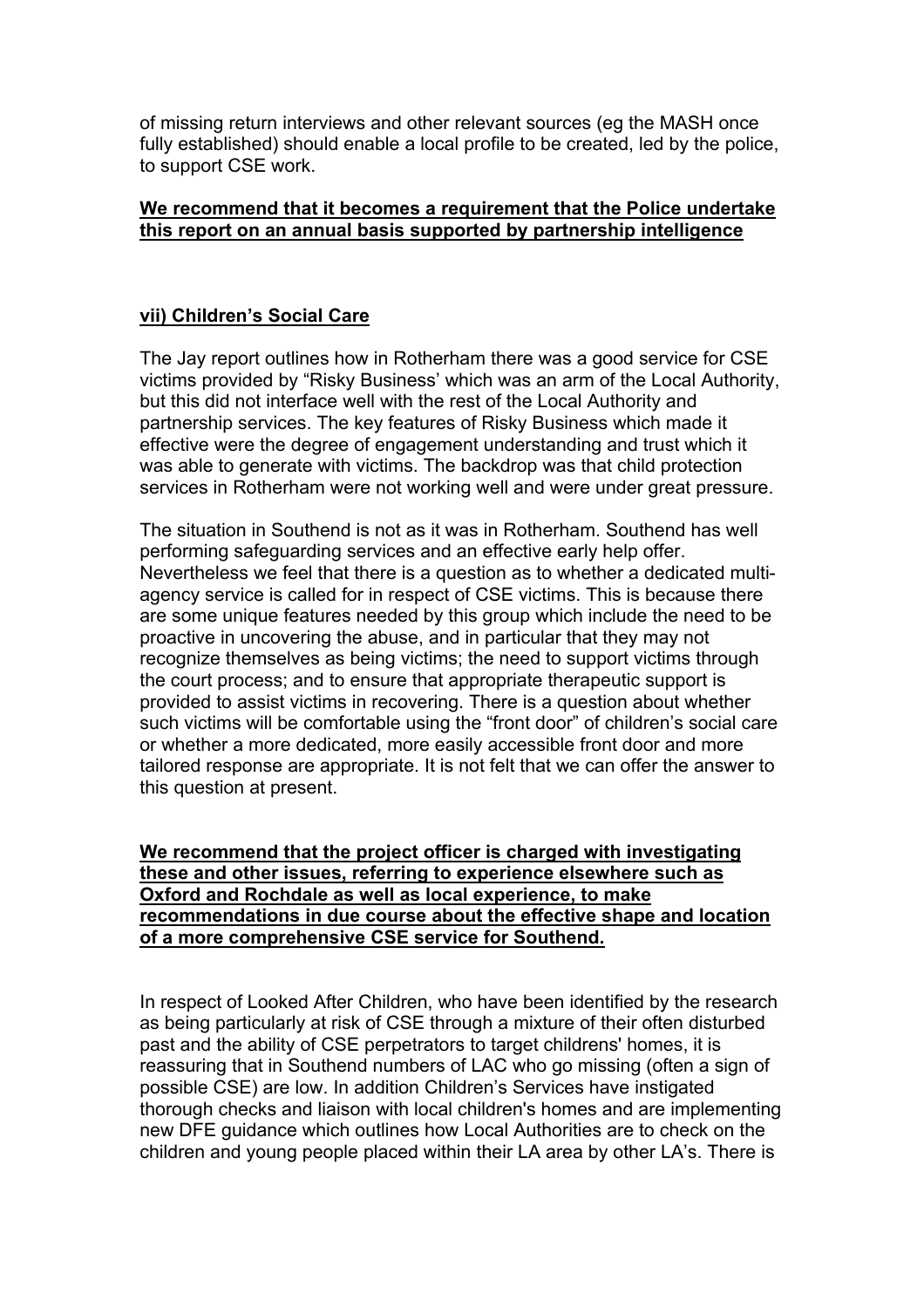of missing return interviews and other relevant sources (eg the MASH once fully established) should enable a local profile to be created, led by the police, to support CSE work.

**We recommend that it becomes a requirement that the Police undertake this report on an annual basis supported by partnership intelligence**

### vii) Children's Social Care

The Jay report outlines how in Rotherham there was a good service for CSE victims provided by "Risky Business' which was an arm of the Local Authority, but this did not interface well with the rest of the Local Authority and partnership services. The key features of Risky Business which made it effective were the degree of engagement understanding and trust which it was able to generate with victims. The backdrop was that child protection services in Rotherham were not working well and were under great pressure.

The situation in Southend is not as it was in Rotherham. Southend has well performing safeguarding services and an effective early help offer. Nevertheless we feel that there is a question as to whether a dedicated multi-agency service is called for in respect of CSE victims. This is because there are some unique features needed by this group which include the need to be proactive in uncovering the abuse, and in particular that they may not recognize themselves as being victims; the need to support victims through the court process; and to ensure that appropriate therapeutic support is provided to assist victims in recovering. There is a question about whether such victims will be comfortable using the "front door" of children's social care or whether a more dedicated, more easily accessible front door and more tailored response are appropriate. It is not felt that we can offer the answer to this question at present.

**We recommend that the project officer is charged with investigating these and other issues, referring to experience elsewhere such as Oxford and Rochdale as well as local experience, to make recommendations in due course about the effective shape and location of a more comprehensive CSE service for Southend.**

In respect of Looked After Children, who have been identified by the research as being particularly at risk of CSE through a mixture of their often disturbed past and the ability of CSE perpetrators to target childrens' homes, it is reassuring that in Southend numbers of LAC who go missing (often a sign of possible CSE) are low. In addition Children's Services have instigated thorough checks and liaison with local children's homes and are implementing new DFE guidance which outlines how Local Authorities are to check on the children and young people placed within their LA area by other LA's. There is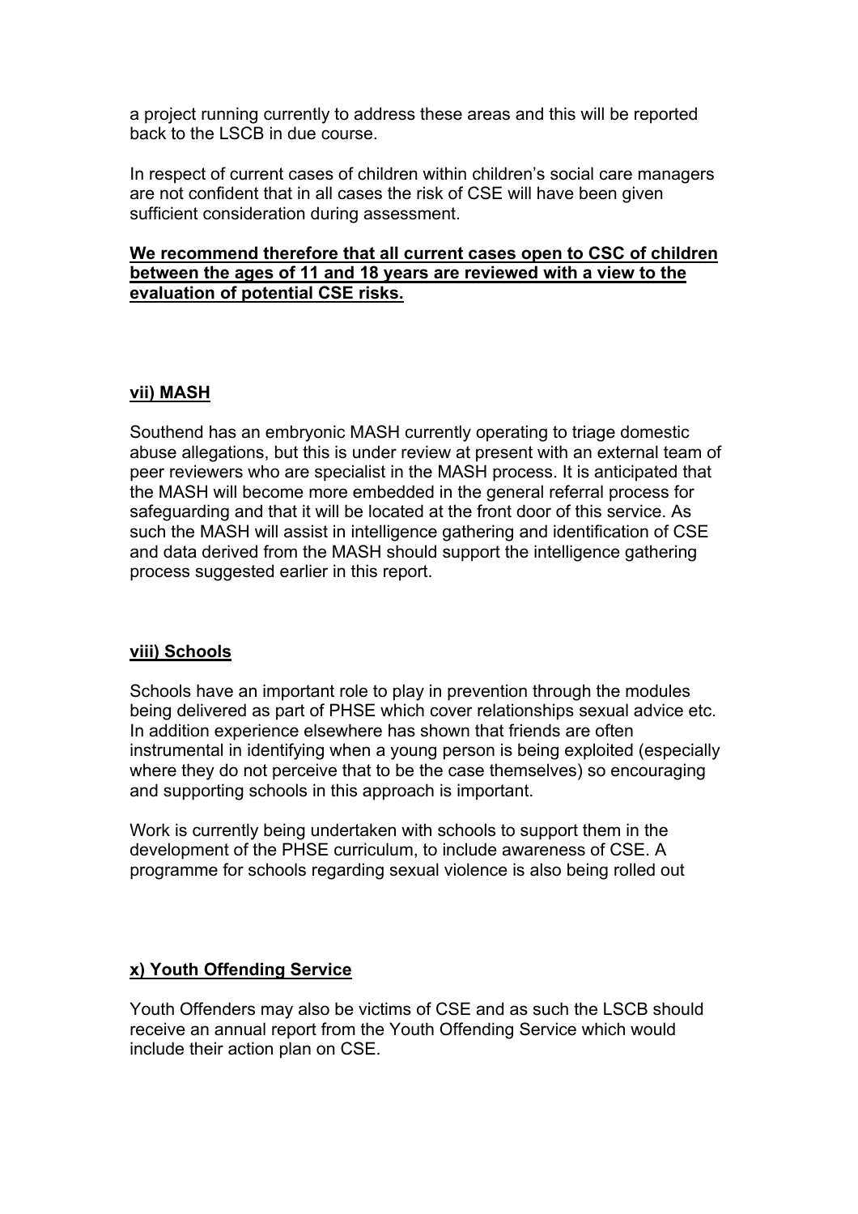a project running currently to address these areas and this will be reported back to the LSCB in due course.

In respect of current cases of children within children's social care managers are not confident that in all cases the risk of CSE will have been given sufficient consideration during assessment.

**We recommend therefore that all current cases open to CSC of children between the ages of 11 and 18 years are reviewed with a view to the evaluation of potential CSE risks.**

**vii) MASH**

Southend has an embryonic MASH currently operating to triage domestic abuse allegations, but this is under review at present with an external team of peer reviewers who are specialist in the MASH process. It is anticipated that the MASH will become more embedded in the general referral process for safeguarding and that it will be located at the front door of this service. As such the MASH will assist in intelligence gathering and identification of CSE and data derived from the MASH should support the intelligence gathering process suggested earlier in this report.

**viii) Schools**

Schools have an important role to play in prevention through the modules being delivered as part of PHSE which cover relationships sexual advice etc. In addition experience elsewhere has shown that friends are often instrumental in identifying when a young person is being exploited (especially where they do not perceive that to be the case themselves) so encouraging and supporting schools in this approach is important.

Work is currently being undertaken with schools to support them in the development of the PHSE curriculum, to include awareness of CSE. A programme for schools regarding sexual violence is also being rolled out

**x) Youth Offending Service**

Youth Offenders may also be victims of CSE and as such the LSCB should receive an annual report from the Youth Offending Service which would include their action plan on CSE.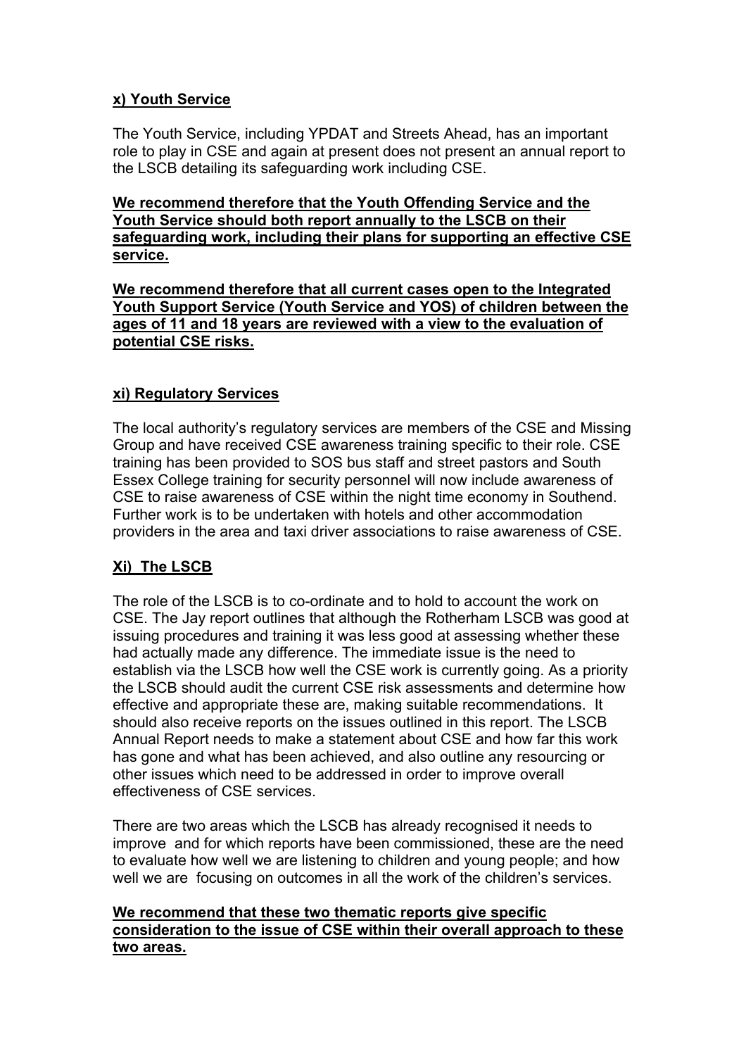### x) Youth Service

The Youth Service, including YPDAT and Streets Ahead, has an important role to play in CSE and again at present does not present an annual report to the LSCB detailing its safeguarding work including CSE.

**We recommend therefore that the Youth Offending Service and the Youth Service should both report annually to the LSCB on their safeguarding work, including their plans for supporting an effective CSE service.**

**We recommend therefore that all current cases open to the Integrated Youth Support Service (Youth Service and YOS) of children between the ages of 11 and 18 years are reviewed with a view to the evaluation of potential CSE risks.**

### xi) Regulatory Services

The local authority's regulatory services are members of the CSE and Missing Group and have received CSE awareness training specific to their role. CSE training has been provided to SOS bus staff and street pastors and South Essex College training for security personnel will now include awareness of CSE to raise awareness of CSE within the night time economy in Southend. Further work is to be undertaken with hotels and other accommodation providers in the area and taxi driver associations to raise awareness of CSE.

### Xi) The LSCB

The role of the LSCB is to co-ordinate and to hold to account the work on CSE. The Jay report outlines that although the Rotherham LSCB was good at issuing procedures and training it was less good at assessing whether these had actually made any difference. The immediate issue is the need to establish via the LSCB how well the CSE work is currently going. As a priority the LSCB should audit the current CSE risk assessments and determine how effective and appropriate these are, making suitable recommendations. It should also receive reports on the issues outlined in this report. The LSCB Annual Report needs to make a statement about CSE and how far this work has gone and what has been achieved, and also outline any resourcing or other issues which need to be addressed in order to improve overall effectiveness of CSE services.

There are two areas which the LSCB has already recognised it needs to improve and for which reports have been commissioned, these are the need to evaluate how well we are listening to children and young people; and how well we are focusing on outcomes in all the work of the children's services.

**We recommend that these two thematic reports give specific consideration to the issue of CSE within their overall approach to these two areas.**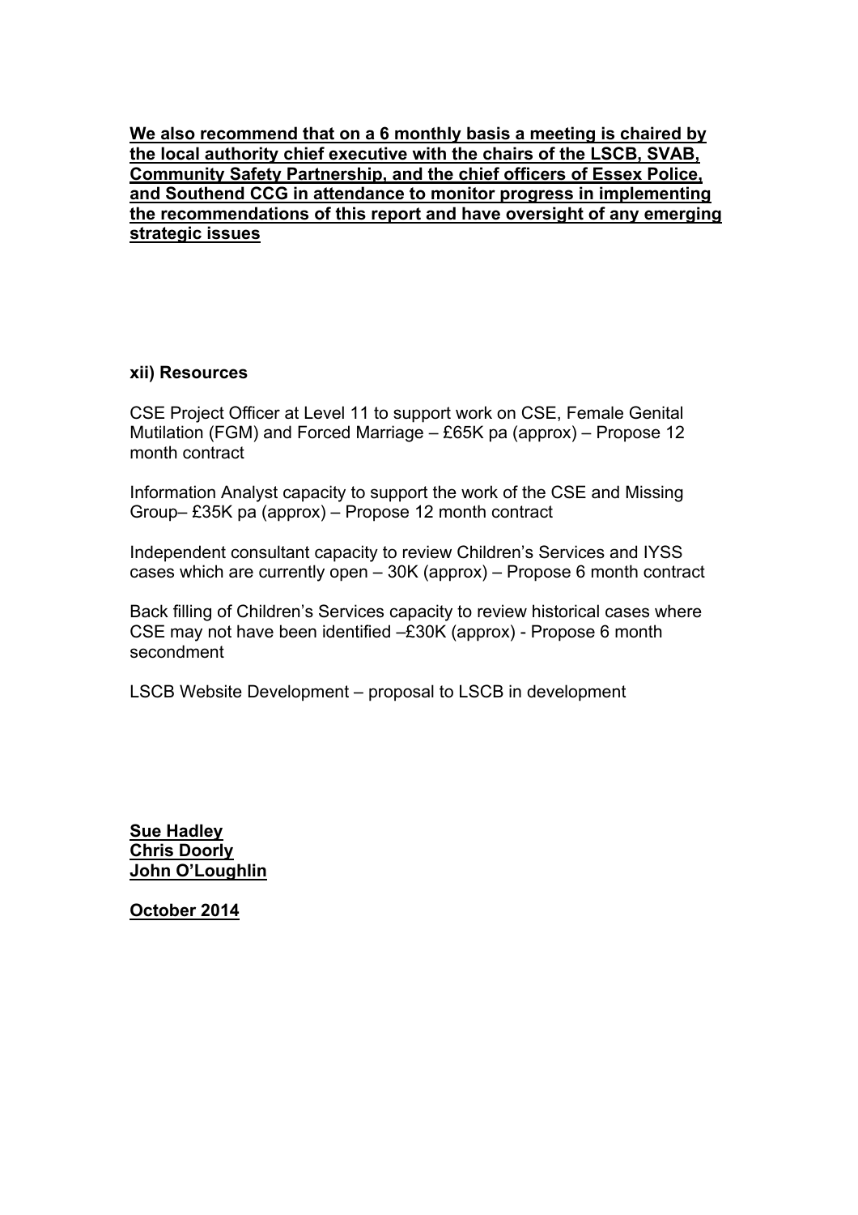**We also recommend that on a 6 monthly basis a meeting is chaired by the local authority chief executive with the chairs of the LSCB, SVAB, Community Safety Partnership, and the chief officers of Essex Police, and Southend CCG in attendance to monitor progress in implementing the recommendations of this report and have oversight of any emerging strategic issues**

**xii) Resources**

CSE Project Officer at Level 11 to support work on CSE, Female Genital Mutilation (FGM) and Forced Marriage – £65K pa (approx) – Propose 12 month contract

Information Analyst capacity to support the work of the CSE and Missing Group– £35K pa (approx) – Propose 12 month contract

Independent consultant capacity to review Children's Services and IYSS cases which are currently open – 30K (approx) – Propose 6 month contract

Back filling of Children's Services capacity to review historical cases where CSE may not have been identified –£30K (approx) - Propose 6 month secondment

LSCB Website Development – proposal to LSCB in development

**Sue Hadley**
**Chris Doorly**
**John O'Loughlin**

**October 2014**